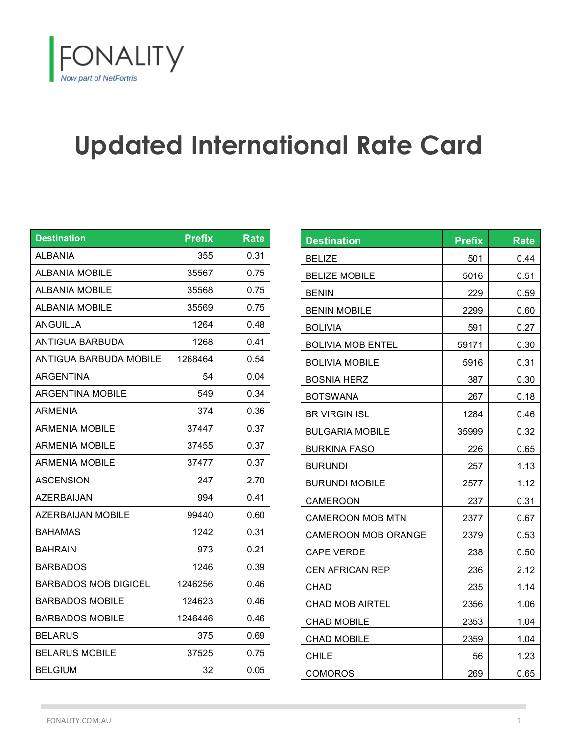FONALITY

*Now part of NetFortris*

# Updated International Rate Card

| Destination | Prefix | Rate |
|---|---|---|
| ALBANIA | 355 | 0.31 |
| ALBANIA MOBILE | 35567 | 0.75 |
| ALBANIA MOBILE | 35568 | 0.75 |
| ALBANIA MOBILE | 35569 | 0.75 |
| ANGUILLA | 1264 | 0.48 |
| ANTIGUA BARBUDA | 1268 | 0.41 |
| ANTIGUA BARBUDA MOBILE | 1268464 | 0.54 |
| ARGENTINA | 54 | 0.04 |
| ARGENTINA MOBILE | 549 | 0.34 |
| ARMENIA | 374 | 0.36 |
| ARMENIA MOBILE | 37447 | 0.37 |
| ARMENIA MOBILE | 37455 | 0.37 |
| ARMENIA MOBILE | 37477 | 0.37 |
| ASCENSION | 247 | 2.70 |
| AZERBAIJAN | 994 | 0.41 |
| AZERBAIJAN MOBILE | 99440 | 0.60 |
| BAHAMAS | 1242 | 0.31 |
| BAHRAIN | 973 | 0.21 |
| BARBADOS | 1246 | 0.39 |
| BARBADOS MOB DIGICEL | 1246256 | 0.46 |
| BARBADOS MOBILE | 124623 | 0.46 |
| BARBADOS MOBILE | 1246446 | 0.46 |
| BELARUS | 375 | 0.69 |
| BELARUS MOBILE | 37525 | 0.75 |
| BELGIUM | 32 | 0.05 |

| Destination | Prefix | Rate |
|---|---|---|
| BELIZE | 501 | 0.44 |
| BELIZE MOBILE | 5016 | 0.51 |
| BENIN | 229 | 0.59 |
| BENIN MOBILE | 2299 | 0.60 |
| BOLIVIA | 591 | 0.27 |
| BOLIVIA MOB ENTEL | 59171 | 0.30 |
| BOLIVIA MOBILE | 5916 | 0.31 |
| BOSNIA HERZ | 387 | 0.30 |
| BOTSWANA | 267 | 0.18 |
| BR VIRGIN ISL | 1284 | 0.46 |
| BULGARIA MOBILE | 35999 | 0.32 |
| BURKINA FASO | 226 | 0.65 |
| BURUNDI | 257 | 1.13 |
| BURUNDI MOBILE | 2577 | 1.12 |
| CAMEROON | 237 | 0.31 |
| CAMEROON MOB MTN | 2377 | 0.67 |
| CAMEROON MOB ORANGE | 2379 | 0.53 |
| CAPE VERDE | 238 | 0.50 |
| CEN AFRICAN REP | 236 | 2.12 |
| CHAD | 235 | 1.14 |
| CHAD MOB AIRTEL | 2356 | 1.06 |
| CHAD MOBILE | 2353 | 1.04 |
| CHAD MOBILE | 2359 | 1.04 |
| CHILE | 56 | 1.23 |
| COMOROS | 269 | 0.65 |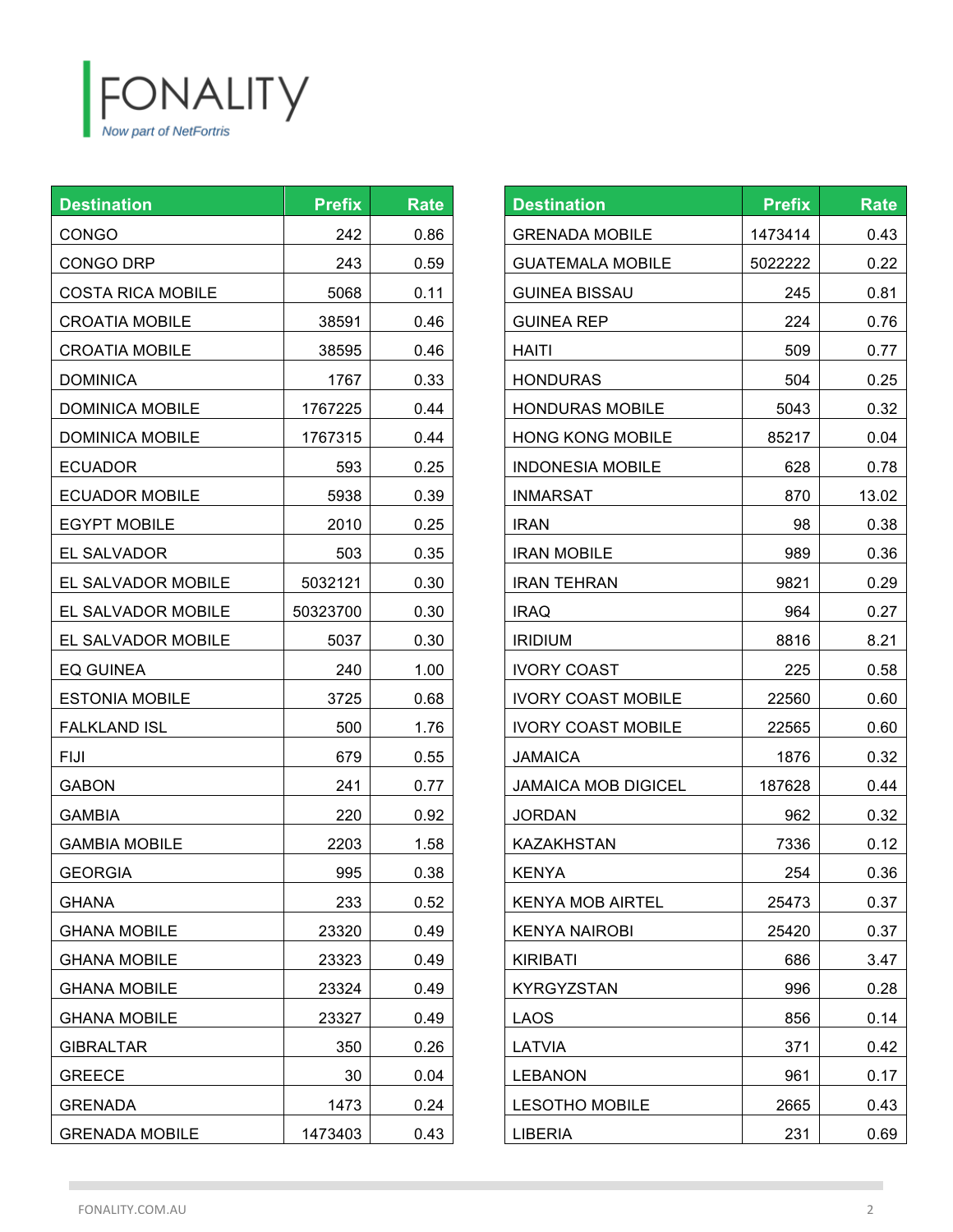| Destination | Prefix | Rate |
|---|---|---|
| CONGO | 242 | 0.86 |
| CONGO DRP | 243 | 0.59 |
| COSTA RICA MOBILE | 5068 | 0.11 |
| CROATIA MOBILE | 38591 | 0.46 |
| CROATIA MOBILE | 38595 | 0.46 |
| DOMINICA | 1767 | 0.33 |
| DOMINICA MOBILE | 1767225 | 0.44 |
| DOMINICA MOBILE | 1767315 | 0.44 |
| ECUADOR | 593 | 0.25 |
| ECUADOR MOBILE | 5938 | 0.39 |
| EGYPT MOBILE | 2010 | 0.25 |
| EL SALVADOR | 503 | 0.35 |
| EL SALVADOR MOBILE | 5032121 | 0.30 |
| EL SALVADOR MOBILE | 50323700 | 0.30 |
| EL SALVADOR MOBILE | 5037 | 0.30 |
| EQ GUINEA | 240 | 1.00 |
| ESTONIA MOBILE | 3725 | 0.68 |
| FALKLAND ISL | 500 | 1.76 |
| FIJI | 679 | 0.55 |
| GABON | 241 | 0.77 |
| GAMBIA | 220 | 0.92 |
| GAMBIA MOBILE | 2203 | 1.58 |
| GEORGIA | 995 | 0.38 |
| GHANA | 233 | 0.52 |
| GHANA MOBILE | 23320 | 0.49 |
| GHANA MOBILE | 23323 | 0.49 |
| GHANA MOBILE | 23324 | 0.49 |
| GHANA MOBILE | 23327 | 0.49 |
| GIBRALTAR | 350 | 0.26 |
| GREECE | 30 | 0.04 |
| GRENADA | 1473 | 0.24 |
| GRENADA MOBILE | 1473403 | 0.43 |
| GRENADA MOBILE | 1473414 | 0.43 |
| GUATEMALA MOBILE | 5022222 | 0.22 |
| GUINEA BISSAU | 245 | 0.81 |
| GUINEA REP | 224 | 0.76 |
| HAITI | 509 | 0.77 |
| HONDURAS | 504 | 0.25 |
| HONDURAS MOBILE | 5043 | 0.32 |
| HONG KONG MOBILE | 85217 | 0.04 |
| INDONESIA MOBILE | 628 | 0.78 |
| INMARSAT | 870 | 13.02 |
| IRAN | 98 | 0.38 |
| IRAN MOBILE | 989 | 0.36 |
| IRAN TEHRAN | 9821 | 0.29 |
| IRAQ | 964 | 0.27 |
| IRIDIUM | 8816 | 8.21 |
| IVORY COAST | 225 | 0.58 |
| IVORY COAST MOBILE | 22560 | 0.60 |
| IVORY COAST MOBILE | 22565 | 0.60 |
| JAMAICA | 1876 | 0.32 |
| JAMAICA MOB DIGICEL | 187628 | 0.44 |
| JORDAN | 962 | 0.32 |
| KAZAKHSTAN | 7336 | 0.12 |
| KENYA | 254 | 0.36 |
| KENYA MOB AIRTEL | 25473 | 0.37 |
| KENYA NAIROBI | 25420 | 0.37 |
| KIRIBATI | 686 | 3.47 |
| KYRGYZSTAN | 996 | 0.28 |
| LAOS | 856 | 0.14 |
| LATVIA | 371 | 0.42 |
| LEBANON | 961 | 0.17 |
| LESOTHO MOBILE | 2665 | 0.43 |
| LIBERIA | 231 | 0.69 |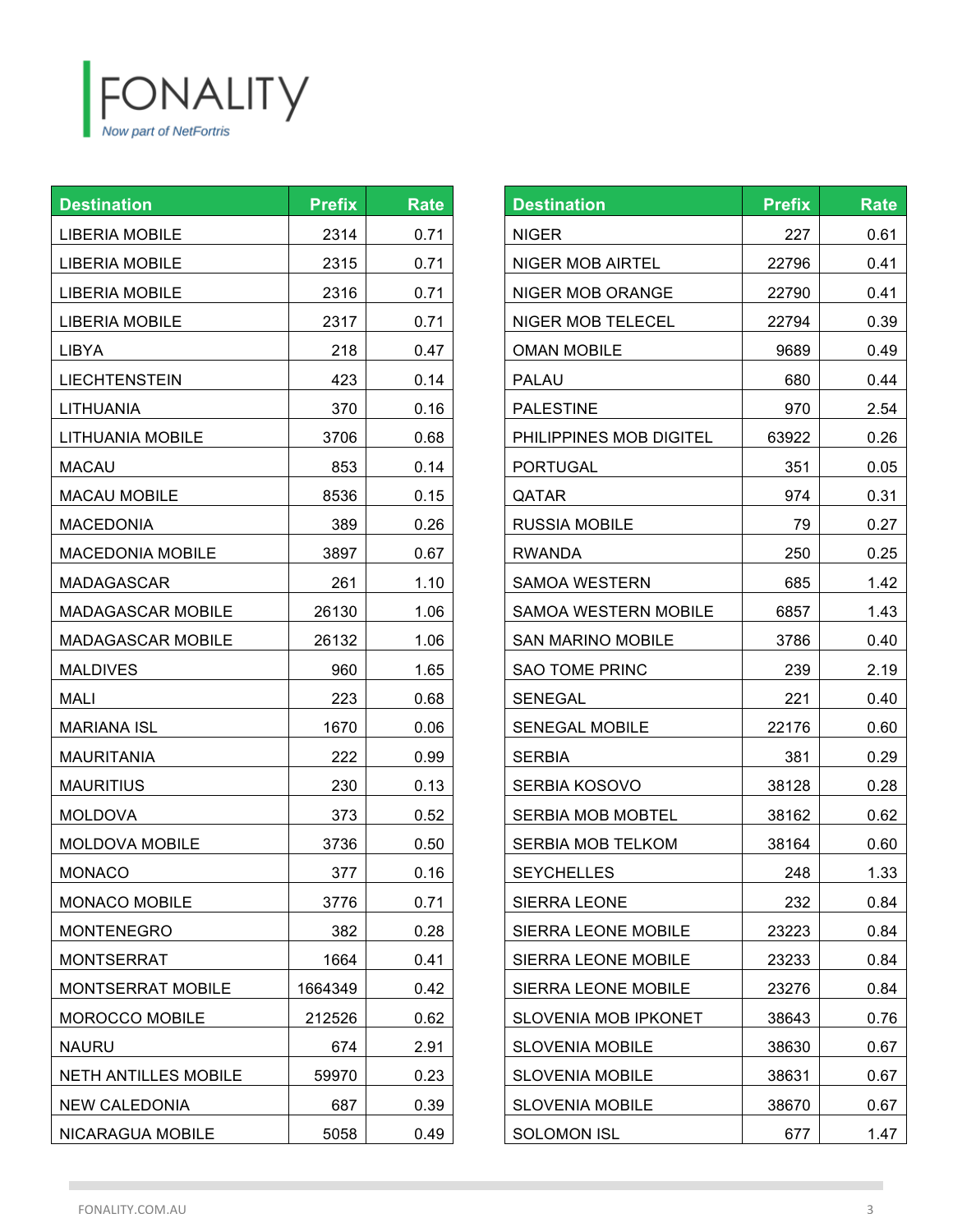FONALITY
*Now part of NetFortris*

| Destination | Prefix | Rate |
|---|---|---|
| LIBERIA MOBILE | 2314 | 0.71 |
| LIBERIA MOBILE | 2315 | 0.71 |
| LIBERIA MOBILE | 2316 | 0.71 |
| LIBERIA MOBILE | 2317 | 0.71 |
| LIBYA | 218 | 0.47 |
| LIECHTENSTEIN | 423 | 0.14 |
| LITHUANIA | 370 | 0.16 |
| LITHUANIA MOBILE | 3706 | 0.68 |
| MACAU | 853 | 0.14 |
| MACAU MOBILE | 8536 | 0.15 |
| MACEDONIA | 389 | 0.26 |
| MACEDONIA MOBILE | 3897 | 0.67 |
| MADAGASCAR | 261 | 1.10 |
| MADAGASCAR MOBILE | 26130 | 1.06 |
| MADAGASCAR MOBILE | 26132 | 1.06 |
| MALDIVES | 960 | 1.65 |
| MALI | 223 | 0.68 |
| MARIANA ISL | 1670 | 0.06 |
| MAURITANIA | 222 | 0.99 |
| MAURITIUS | 230 | 0.13 |
| MOLDOVA | 373 | 0.52 |
| MOLDOVA MOBILE | 3736 | 0.50 |
| MONACO | 377 | 0.16 |
| MONACO MOBILE | 3776 | 0.71 |
| MONTENEGRO | 382 | 0.28 |
| MONTSERRAT | 1664 | 0.41 |
| MONTSERRAT MOBILE | 1664349 | 0.42 |
| MOROCCO MOBILE | 212526 | 0.62 |
| NAURU | 674 | 2.91 |
| NETH ANTILLES MOBILE | 59970 | 0.23 |
| NEW CALEDONIA | 687 | 0.39 |
| NICARAGUA MOBILE | 5058 | 0.49 |

| Destination | Prefix | Rate |
|---|---|---|
| NIGER | 227 | 0.61 |
| NIGER MOB AIRTEL | 22796 | 0.41 |
| NIGER MOB ORANGE | 22790 | 0.41 |
| NIGER MOB TELECEL | 22794 | 0.39 |
| OMAN MOBILE | 9689 | 0.49 |
| PALAU | 680 | 0.44 |
| PALESTINE | 970 | 2.54 |
| PHILIPPINES MOB DIGITEL | 63922 | 0.26 |
| PORTUGAL | 351 | 0.05 |
| QATAR | 974 | 0.31 |
| RUSSIA MOBILE | 79 | 0.27 |
| RWANDA | 250 | 0.25 |
| SAMOA WESTERN | 685 | 1.42 |
| SAMOA WESTERN MOBILE | 6857 | 1.43 |
| SAN MARINO MOBILE | 3786 | 0.40 |
| SAO TOME PRINC | 239 | 2.19 |
| SENEGAL | 221 | 0.40 |
| SENEGAL MOBILE | 22176 | 0.60 |
| SERBIA | 381 | 0.29 |
| SERBIA KOSOVO | 38128 | 0.28 |
| SERBIA MOB MOBTEL | 38162 | 0.62 |
| SERBIA MOB TELKOM | 38164 | 0.60 |
| SEYCHELLES | 248 | 1.33 |
| SIERRA LEONE | 232 | 0.84 |
| SIERRA LEONE MOBILE | 23223 | 0.84 |
| SIERRA LEONE MOBILE | 23233 | 0.84 |
| SIERRA LEONE MOBILE | 23276 | 0.84 |
| SLOVENIA MOB IPKONET | 38643 | 0.76 |
| SLOVENIA MOBILE | 38630 | 0.67 |
| SLOVENIA MOBILE | 38631 | 0.67 |
| SLOVENIA MOBILE | 38670 | 0.67 |
| SOLOMON ISL | 677 | 1.47 |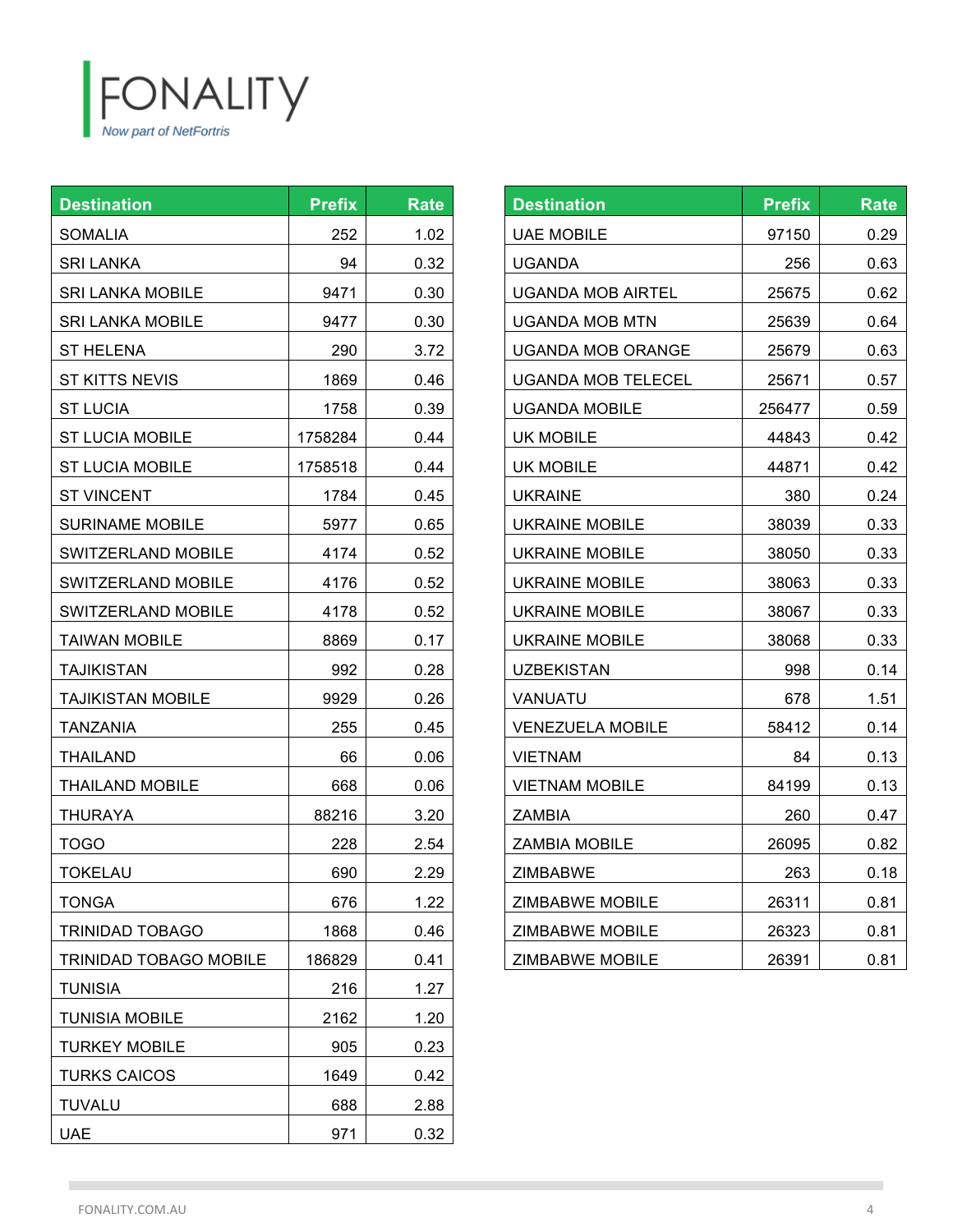FONALITY

*Now part of NetFortris*

| Destination | Prefix | Rate |
|---|---|---|
| SOMALIA | 252 | 1.02 |
| SRI LANKA | 94 | 0.32 |
| SRI LANKA MOBILE | 9471 | 0.30 |
| SRI LANKA MOBILE | 9477 | 0.30 |
| ST HELENA | 290 | 3.72 |
| ST KITTS NEVIS | 1869 | 0.46 |
| ST LUCIA | 1758 | 0.39 |
| ST LUCIA MOBILE | 1758284 | 0.44 |
| ST LUCIA MOBILE | 1758518 | 0.44 |
| ST VINCENT | 1784 | 0.45 |
| SURINAME MOBILE | 5977 | 0.65 |
| SWITZERLAND MOBILE | 4174 | 0.52 |
| SWITZERLAND MOBILE | 4176 | 0.52 |
| SWITZERLAND MOBILE | 4178 | 0.52 |
| TAIWAN MOBILE | 8869 | 0.17 |
| TAJIKISTAN | 992 | 0.28 |
| TAJIKISTAN MOBILE | 9929 | 0.26 |
| TANZANIA | 255 | 0.45 |
| THAILAND | 66 | 0.06 |
| THAILAND MOBILE | 668 | 0.06 |
| THURAYA | 88216 | 3.20 |
| TOGO | 228 | 2.54 |
| TOKELAU | 690 | 2.29 |
| TONGA | 676 | 1.22 |
| TRINIDAD TOBAGO | 1868 | 0.46 |
| TRINIDAD TOBAGO MOBILE | 186829 | 0.41 |
| TUNISIA | 216 | 1.27 |
| TUNISIA MOBILE | 2162 | 1.20 |
| TURKEY MOBILE | 905 | 0.23 |
| TURKS CAICOS | 1649 | 0.42 |
| TUVALU | 688 | 2.88 |
| UAE | 971 | 0.32 |
| UAE MOBILE | 97150 | 0.29 |
| UGANDA | 256 | 0.63 |
| UGANDA MOB AIRTEL | 25675 | 0.62 |
| UGANDA MOB MTN | 25639 | 0.64 |
| UGANDA MOB ORANGE | 25679 | 0.63 |
| UGANDA MOB TELECEL | 25671 | 0.57 |
| UGANDA MOBILE | 256477 | 0.59 |
| UK MOBILE | 44843 | 0.42 |
| UK MOBILE | 44871 | 0.42 |
| UKRAINE | 380 | 0.24 |
| UKRAINE MOBILE | 38039 | 0.33 |
| UKRAINE MOBILE | 38050 | 0.33 |
| UKRAINE MOBILE | 38063 | 0.33 |
| UKRAINE MOBILE | 38067 | 0.33 |
| UKRAINE MOBILE | 38068 | 0.33 |
| UZBEKISTAN | 998 | 0.14 |
| VANUATU | 678 | 1.51 |
| VENEZUELA MOBILE | 58412 | 0.14 |
| VIETNAM | 84 | 0.13 |
| VIETNAM MOBILE | 84199 | 0.13 |
| ZAMBIA | 260 | 0.47 |
| ZAMBIA MOBILE | 26095 | 0.82 |
| ZIMBABWE | 263 | 0.18 |
| ZIMBABWE MOBILE | 26311 | 0.81 |
| ZIMBABWE MOBILE | 26323 | 0.81 |
| ZIMBABWE MOBILE | 26391 | 0.81 |